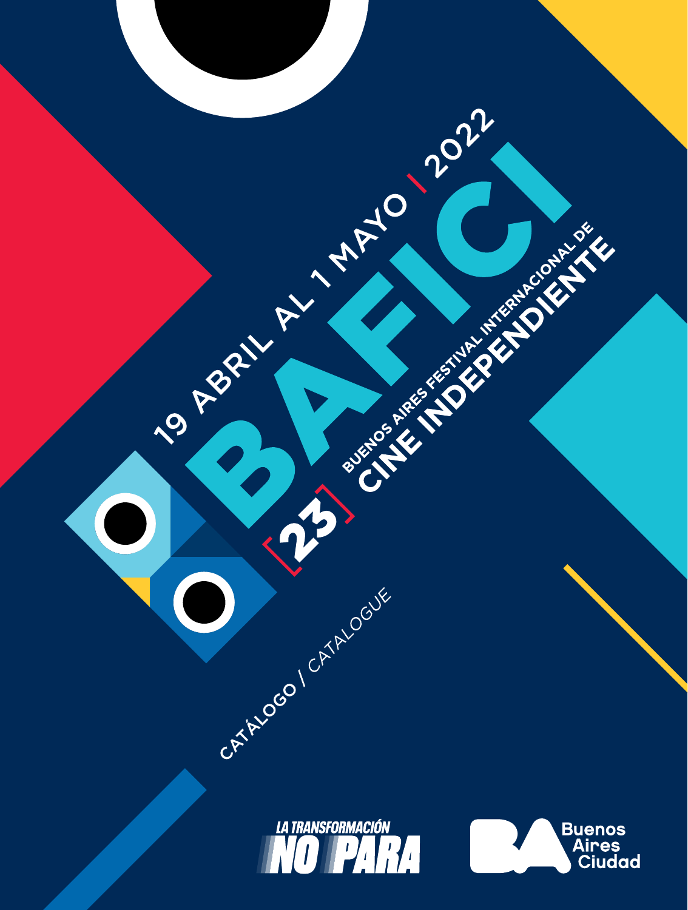19 ABRIL AL 1 MAYO | 2022

# BAFICI

[23]

BUENOS AIRES FESTIVAL INTERNACIONAL DE

## CINE INDEPENDIENTE

CATÁLOGO / *CATALOGUE*

LA TRANSFORMACIÓN NO PARA

BA Buenos Aires Ciudad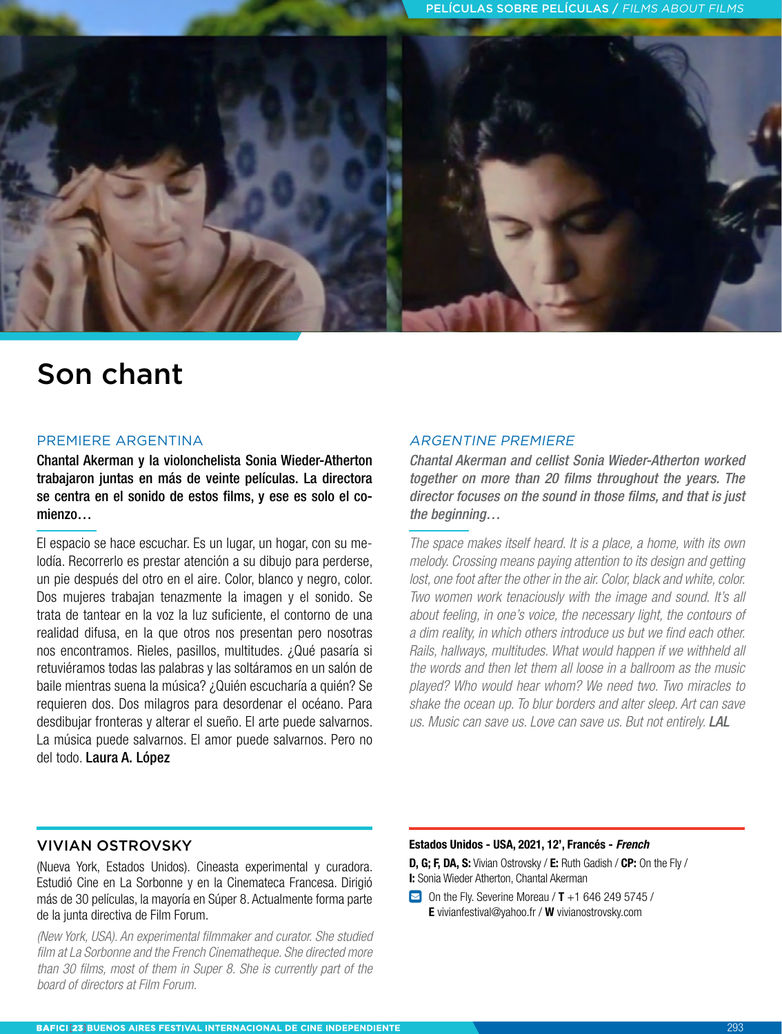# Son chant

PREMIERE ARGENTINA

**Chantal Akerman y la violonchelista Sonia Wieder-Atherton trabajaron juntas en más de veinte películas. La directora se centra en el sonido de estos films, y ese es solo el comienzo…**

El espacio se hace escuchar. Es un lugar, un hogar, con su melodía. Recorrerlo es prestar atención a su dibujo para perderse, un pie después del otro en el aire. Color, blanco y negro, color. Dos mujeres trabajan tenazmente la imagen y el sonido. Se trata de tantear en la voz la luz suficiente, el contorno de una realidad difusa, en la que otros nos presentan pero nosotras nos encontramos. Rieles, pasillos, multitudes. ¿Qué pasaría si retuviéramos todas las palabras y las soltáramos en un salón de baile mientras suena la música? ¿Quién escucharía a quién? Se requieren dos. Dos milagros para desordenar el océano. Para desdibujar fronteras y alterar el sueño. El arte puede salvarnos. La música puede salvarnos. El amor puede salvarnos. Pero no del todo. **Laura A. López**

*ARGENTINE PREMIERE*

***Chantal Akerman and cellist Sonia Wieder-Atherton worked together on more than 20 films throughout the years. The director focuses on the sound in those films, and that is just the beginning…***

*The space makes itself heard. It is a place, a home, with its own melody. Crossing means paying attention to its design and getting lost, one foot after the other in the air. Color, black and white, color. Two women work tenaciously with the image and sound. It's all about feeling, in one's voice, the necessary light, the contours of a dim reality, in which others introduce us but we find each other. Rails, hallways, multitudes. What would happen if we withheld all the words and then let them all loose in a ballroom as the music played? Who would hear whom? We need two. Two miracles to shake the ocean up. To blur borders and alter sleep. Art can save us. Music can save us. Love can save us. But not entirely.* ***LAL***

## VIVIAN OSTROVSKY

(Nueva York, Estados Unidos). Cineasta experimental y curadora. Estudió Cine en La Sorbonne y en la Cinemateca Francesa. Dirigió más de 30 películas, la mayoría en Súper 8. Actualmente forma parte de la junta directiva de Film Forum.

*(New York, USA). An experimental filmmaker and curator. She studied film at La Sorbonne and the French Cinematheque. She directed more than 30 films, most of them in Super 8. She is currently part of the board of directors at Film Forum.*

**Estados Unidos - USA, 2021, 12', Francés - *French***

**D, G; F, DA, S:** Vivian Ostrovsky / **E:** Ruth Gadish / **CP:** On the Fly / **I:** Sonia Wieder Atherton, Chantal Akerman

On the Fly. Severine Moreau / **T** +1 646 249 5745 / **E** vivianfestival@yahoo.fr / **W** vivianostrovsky.com